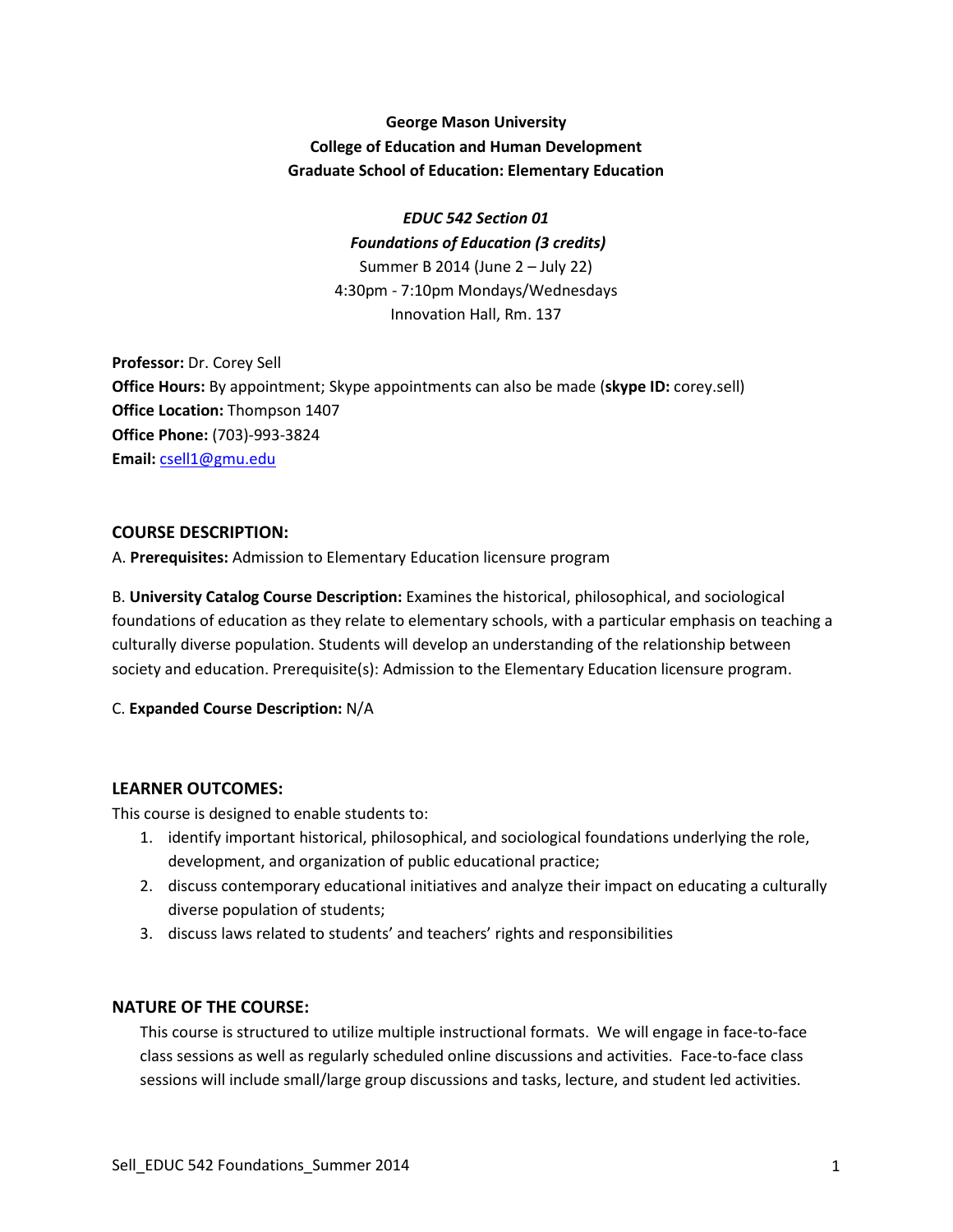**George Mason University**
**College of Education and Human Development**
**Graduate School of Education: Elementary Education**

***EDUC 542 Section 01***
***Foundations of Education (3 credits)***
Summer B 2014 (June 2 – July 22)
4:30pm - 7:10pm Mondays/Wednesdays
Innovation Hall, Rm. 137

**Professor:** Dr. Corey Sell
**Office Hours:** By appointment; Skype appointments can also be made (**skype ID:** corey.sell)
**Office Location:** Thompson 1407
**Office Phone:** (703)-993-3824
**Email:** csell1@gmu.edu

## COURSE DESCRIPTION:

A. **Prerequisites:** Admission to Elementary Education licensure program

B. **University Catalog Course Description:** Examines the historical, philosophical, and sociological foundations of education as they relate to elementary schools, with a particular emphasis on teaching a culturally diverse population. Students will develop an understanding of the relationship between society and education. Prerequisite(s): Admission to the Elementary Education licensure program.

C. **Expanded Course Description:** N/A

## LEARNER OUTCOMES:

This course is designed to enable students to:

1. identify important historical, philosophical, and sociological foundations underlying the role, development, and organization of public educational practice;
2. discuss contemporary educational initiatives and analyze their impact on educating a culturally diverse population of students;
3. discuss laws related to students' and teachers' rights and responsibilities

## NATURE OF THE COURSE:

This course is structured to utilize multiple instructional formats. We will engage in face-to-face class sessions as well as regularly scheduled online discussions and activities. Face-to-face class sessions will include small/large group discussions and tasks, lecture, and student led activities.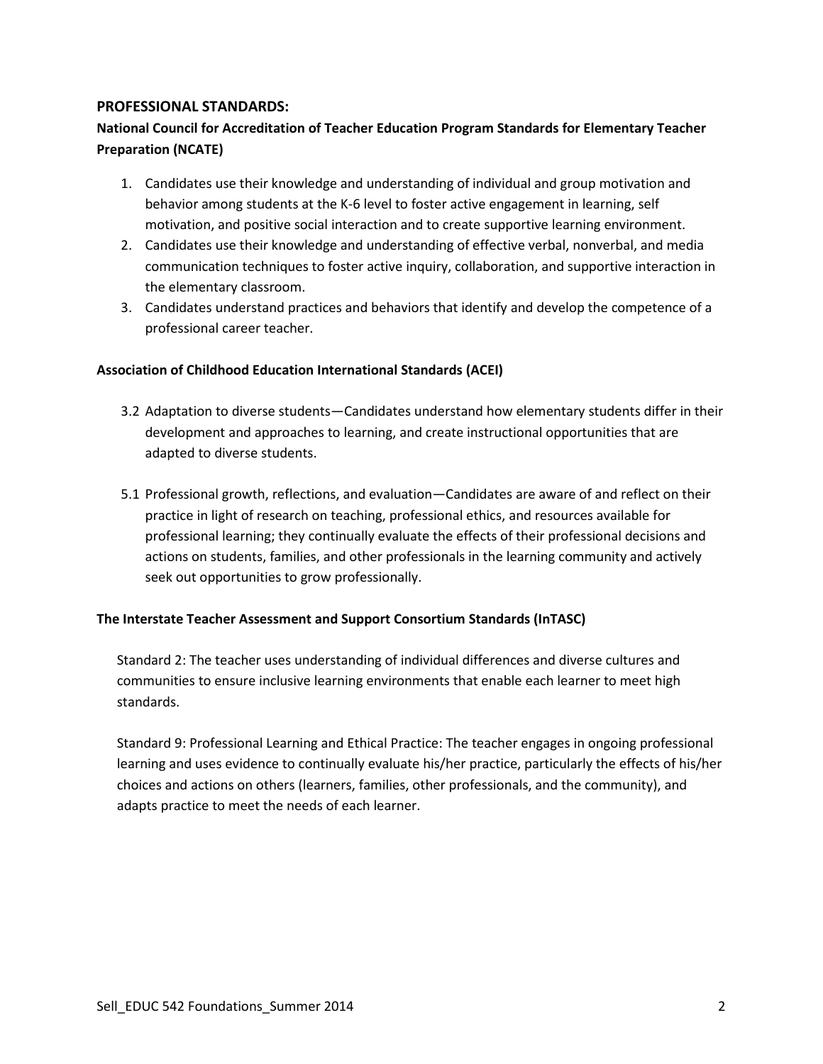## PROFESSIONAL STANDARDS:

### National Council for Accreditation of Teacher Education Program Standards for Elementary Teacher Preparation (NCATE)

1. Candidates use their knowledge and understanding of individual and group motivation and behavior among students at the K-6 level to foster active engagement in learning, self motivation, and positive social interaction and to create supportive learning environment.
2. Candidates use their knowledge and understanding of effective verbal, nonverbal, and media communication techniques to foster active inquiry, collaboration, and supportive interaction in the elementary classroom.
3. Candidates understand practices and behaviors that identify and develop the competence of a professional career teacher.

### Association of Childhood Education International Standards (ACEI)

3.2 Adaptation to diverse students—Candidates understand how elementary students differ in their development and approaches to learning, and create instructional opportunities that are adapted to diverse students.

5.1 Professional growth, reflections, and evaluation—Candidates are aware of and reflect on their practice in light of research on teaching, professional ethics, and resources available for professional learning; they continually evaluate the effects of their professional decisions and actions on students, families, and other professionals in the learning community and actively seek out opportunities to grow professionally.

### The Interstate Teacher Assessment and Support Consortium Standards (InTASC)

Standard 2: The teacher uses understanding of individual differences and diverse cultures and communities to ensure inclusive learning environments that enable each learner to meet high standards.

Standard 9: Professional Learning and Ethical Practice: The teacher engages in ongoing professional learning and uses evidence to continually evaluate his/her practice, particularly the effects of his/her choices and actions on others (learners, families, other professionals, and the community), and adapts practice to meet the needs of each learner.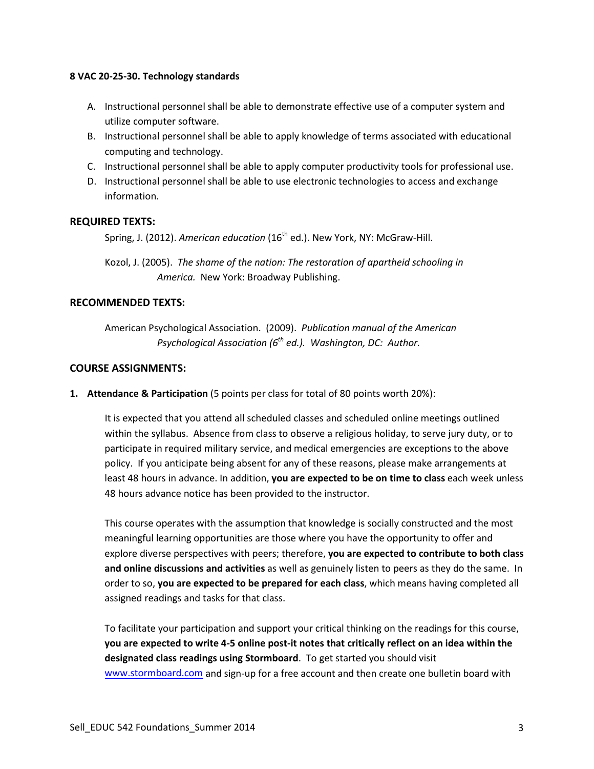**8 VAC 20-25-30. Technology standards**

A. Instructional personnel shall be able to demonstrate effective use of a computer system and utilize computer software.
B. Instructional personnel shall be able to apply knowledge of terms associated with educational computing and technology.
C. Instructional personnel shall be able to apply computer productivity tools for professional use.
D. Instructional personnel shall be able to use electronic technologies to access and exchange information.

## REQUIRED TEXTS:

Spring, J. (2012). *American education* (16th ed.). New York, NY: McGraw-Hill.

Kozol, J. (2005). *The shame of the nation: The restoration of apartheid schooling in America.* New York: Broadway Publishing.

## RECOMMENDED TEXTS:

American Psychological Association. (2009). *Publication manual of the American Psychological Association (6th ed.). Washington, DC: Author.*

## COURSE ASSIGNMENTS:

**1. Attendance & Participation** (5 points per class for total of 80 points worth 20%):

It is expected that you attend all scheduled classes and scheduled online meetings outlined within the syllabus. Absence from class to observe a religious holiday, to serve jury duty, or to participate in required military service, and medical emergencies are exceptions to the above policy. If you anticipate being absent for any of these reasons, please make arrangements at least 48 hours in advance. In addition, **you are expected to be on time to class** each week unless 48 hours advance notice has been provided to the instructor.

This course operates with the assumption that knowledge is socially constructed and the most meaningful learning opportunities are those where you have the opportunity to offer and explore diverse perspectives with peers; therefore, **you are expected to contribute to both class and online discussions and activities** as well as genuinely listen to peers as they do the same. In order to so, **you are expected to be prepared for each class**, which means having completed all assigned readings and tasks for that class.

To facilitate your participation and support your critical thinking on the readings for this course, **you are expected to write 4-5 online post-it notes that critically reflect on an idea within the designated class readings using Stormboard**. To get started you should visit www.stormboard.com and sign-up for a free account and then create one bulletin board with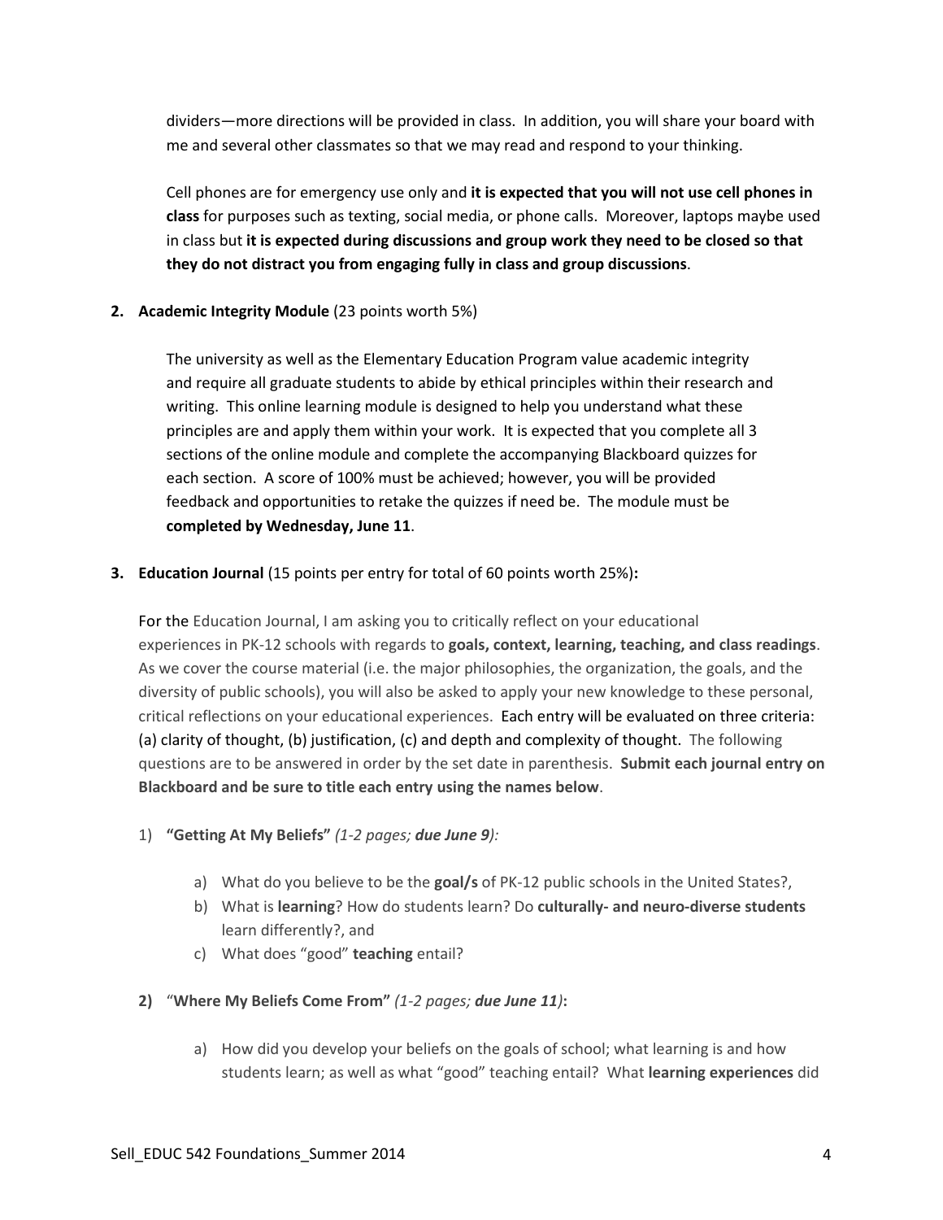dividers—more directions will be provided in class. In addition, you will share your board with me and several other classmates so that we may read and respond to your thinking.

Cell phones are for emergency use only and **it is expected that you will not use cell phones in class** for purposes such as texting, social media, or phone calls. Moreover, laptops maybe used in class but **it is expected during discussions and group work they need to be closed so that they do not distract you from engaging fully in class and group discussions**.

**2. Academic Integrity Module** (23 points worth 5%)

The university as well as the Elementary Education Program value academic integrity and require all graduate students to abide by ethical principles within their research and writing. This online learning module is designed to help you understand what these principles are and apply them within your work. It is expected that you complete all 3 sections of the online module and complete the accompanying Blackboard quizzes for each section. A score of 100% must be achieved; however, you will be provided feedback and opportunities to retake the quizzes if need be. The module must be **completed by Wednesday, June 11**.

**3. Education Journal** (15 points per entry for total of 60 points worth 25%)**:**

For the Education Journal, I am asking you to critically reflect on your educational experiences in PK-12 schools with regards to **goals, context, learning, teaching, and class readings**. As we cover the course material (i.e. the major philosophies, the organization, the goals, and the diversity of public schools), you will also be asked to apply your new knowledge to these personal, critical reflections on your educational experiences. Each entry will be evaluated on three criteria: (a) clarity of thought, (b) justification, (c) and depth and complexity of thought. The following questions are to be answered in order by the set date in parenthesis. **Submit each journal entry on Blackboard and be sure to title each entry using the names below**.

1) **"Getting At My Beliefs"** *(1-2 pages; **due June 9**):*

   a) What do you believe to be the **goal/s** of PK-12 public schools in the United States?,
   b) What is **learning**? How do students learn? Do **culturally- and neuro-diverse students** learn differently?, and
   c) What does "good" **teaching** entail?

2) "**Where My Beliefs Come From"** *(1-2 pages; **due June 11**)***:**

   a) How did you develop your beliefs on the goals of school; what learning is and how students learn; as well as what "good" teaching entail? What **learning experiences** did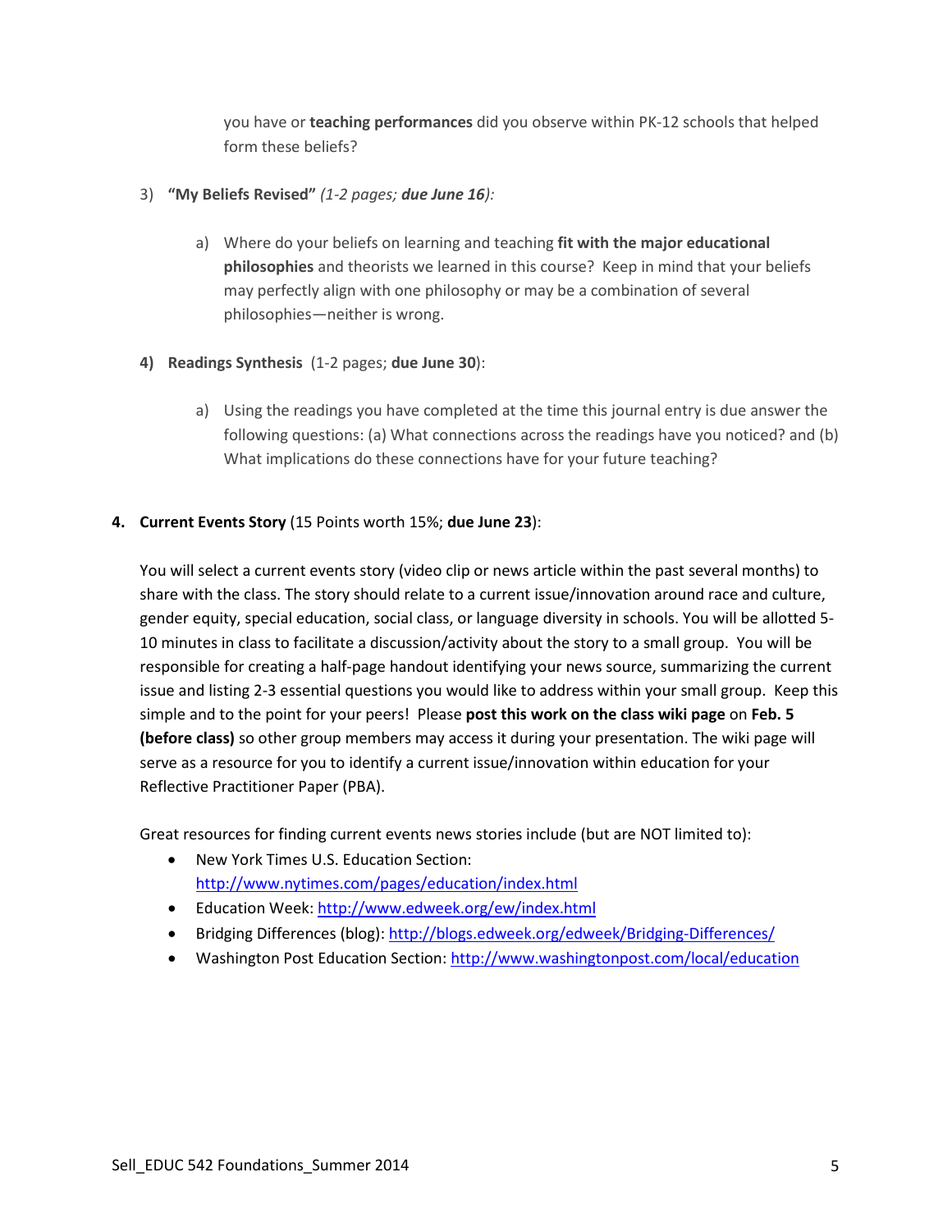you have or **teaching performances** did you observe within PK-12 schools that helped form these beliefs?

3) **"My Beliefs Revised"** *(1-2 pages; **due June 16**):*

   a) Where do your beliefs on learning and teaching **fit with the major educational philosophies** and theorists we learned in this course? Keep in mind that your beliefs may perfectly align with one philosophy or may be a combination of several philosophies—neither is wrong.

**4) Readings Synthesis** (1-2 pages; **due June 30**):

   a) Using the readings you have completed at the time this journal entry is due answer the following questions: (a) What connections across the readings have you noticed? and (b) What implications do these connections have for your future teaching?

**4. Current Events Story** (15 Points worth 15%; **due June 23**):

You will select a current events story (video clip or news article within the past several months) to share with the class. The story should relate to a current issue/innovation around race and culture, gender equity, special education, social class, or language diversity in schools. You will be allotted 5-10 minutes in class to facilitate a discussion/activity about the story to a small group. You will be responsible for creating a half-page handout identifying your news source, summarizing the current issue and listing 2-3 essential questions you would like to address within your small group. Keep this simple and to the point for your peers! Please **post this work on the class wiki page** on **Feb. 5 (before class)** so other group members may access it during your presentation. The wiki page will serve as a resource for you to identify a current issue/innovation within education for your Reflective Practitioner Paper (PBA).

Great resources for finding current events news stories include (but are NOT limited to):

- New York Times U.S. Education Section: http://www.nytimes.com/pages/education/index.html
- Education Week: http://www.edweek.org/ew/index.html
- Bridging Differences (blog): http://blogs.edweek.org/edweek/Bridging-Differences/
- Washington Post Education Section: http://www.washingtonpost.com/local/education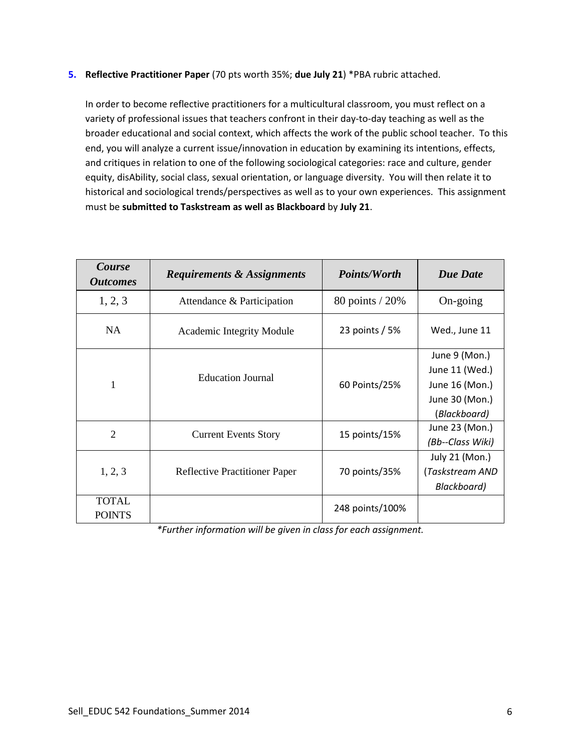5. **Reflective Practitioner Paper** (70 pts worth 35%; **due July 21**) *PBA rubric attached.

   In order to become reflective practitioners for a multicultural classroom, you must reflect on a variety of professional issues that teachers confront in their day-to-day teaching as well as the broader educational and social context, which affects the work of the public school teacher. To this end, you will analyze a current issue/innovation in education by examining its intentions, effects, and critiques in relation to one of the following sociological categories: race and culture, gender equity, disAbility, social class, sexual orientation, or language diversity. You will then relate it to historical and sociological trends/perspectives as well as to your own experiences. This assignment must be **submitted to Taskstream as well as Blackboard** by **July 21**.

| ***Course Outcomes*** | ***Requirements & Assignments*** | ***Points/Worth*** | ***Due Date*** |
|---|---|---|---|
| 1, 2, 3 | Attendance & Participation | 80 points / 20% | On-going |
| NA | Academic Integrity Module | 23 points / 5% | Wed., June 11 |
| 1 | Education Journal | 60 Points/25% | June 9 (Mon.) June 11 (Wed.) June 16 (Mon.) June 30 (Mon.) (*Blackboard*) |
| 2 | Current Events Story | 15 points/15% | June 23 (Mon.) *(Bb--Class Wiki)* |
| 1, 2, 3 | Reflective Practitioner Paper | 70 points/35% | July 21 (Mon.) (*Taskstream AND Blackboard)* |
| TOTAL POINTS | | 248 points/100% | |

*\*Further information will be given in class for each assignment.*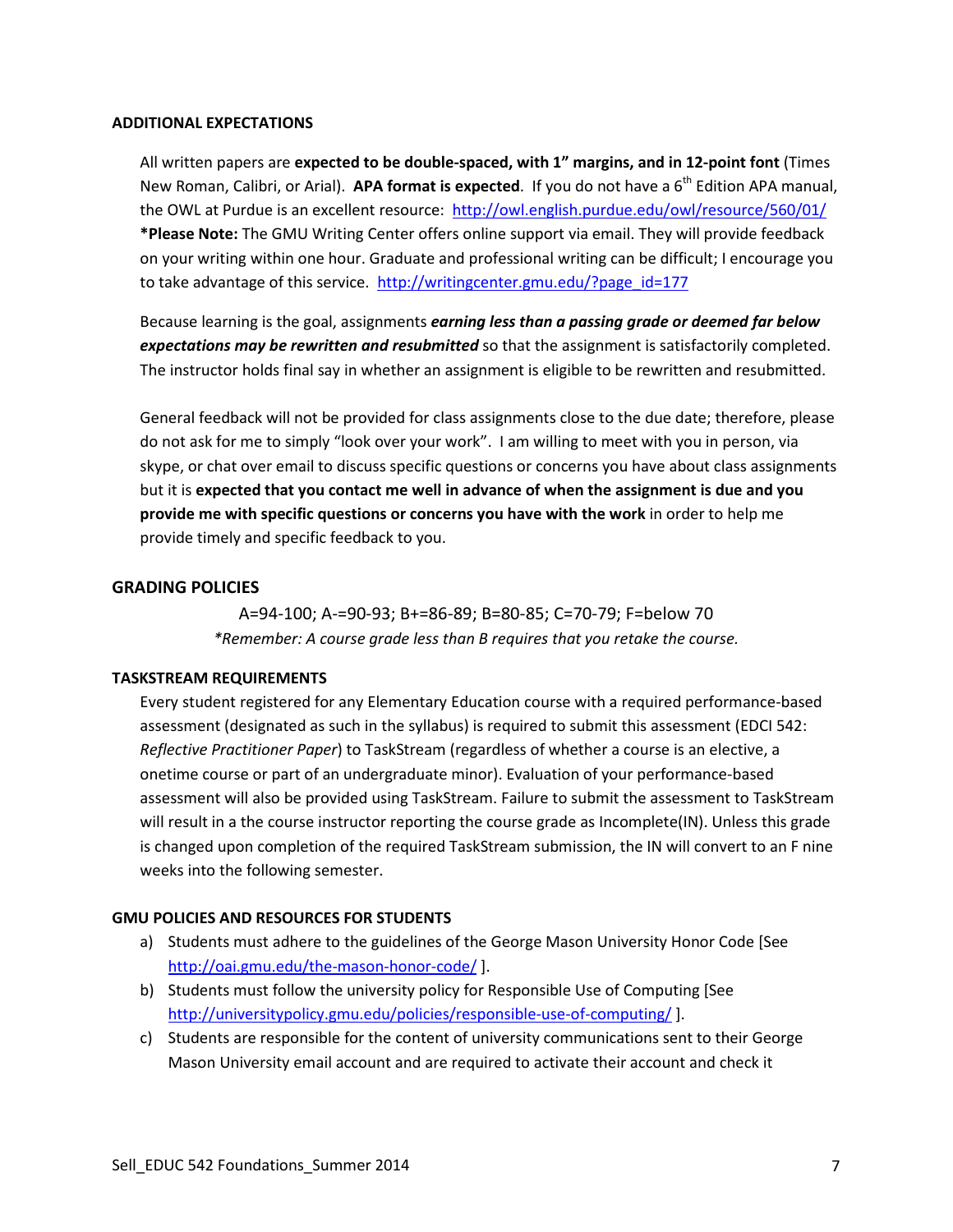### ADDITIONAL EXPECTATIONS

All written papers are **expected to be double-spaced, with 1" margins, and in 12-point font** (Times New Roman, Calibri, or Arial). **APA format is expected**. If you do not have a 6th Edition APA manual, the OWL at Purdue is an excellent resource: http://owl.english.purdue.edu/owl/resource/560/01/ ***Please Note:** The GMU Writing Center offers online support via email. They will provide feedback on your writing within one hour. Graduate and professional writing can be difficult; I encourage you to take advantage of this service. http://writingcenter.gmu.edu/?page_id=177

Because learning is the goal, assignments ***earning less than a passing grade or deemed far below expectations may be rewritten and resubmitted*** so that the assignment is satisfactorily completed. The instructor holds final say in whether an assignment is eligible to be rewritten and resubmitted.

General feedback will not be provided for class assignments close to the due date; therefore, please do not ask for me to simply "look over your work". I am willing to meet with you in person, via skype, or chat over email to discuss specific questions or concerns you have about class assignments but it is **expected that you contact me well in advance of when the assignment is due and you provide me with specific questions or concerns you have with the work** in order to help me provide timely and specific feedback to you.

## GRADING POLICIES

A=94-100; A-=90-93; B+=86-89; B=80-85; C=70-79; F=below 70

**Remember: A course grade less than B requires that you retake the course.*

### TASKSTREAM REQUIREMENTS

Every student registered for any Elementary Education course with a required performance-based assessment (designated as such in the syllabus) is required to submit this assessment (EDCI 542: *Reflective Practitioner Paper*) to TaskStream (regardless of whether a course is an elective, a onetime course or part of an undergraduate minor). Evaluation of your performance-based assessment will also be provided using TaskStream. Failure to submit the assessment to TaskStream will result in a the course instructor reporting the course grade as Incomplete(IN). Unless this grade is changed upon completion of the required TaskStream submission, the IN will convert to an F nine weeks into the following semester.

### GMU POLICIES AND RESOURCES FOR STUDENTS

a) Students must adhere to the guidelines of the George Mason University Honor Code [See http://oai.gmu.edu/the-mason-honor-code/ ].
b) Students must follow the university policy for Responsible Use of Computing [See http://universitypolicy.gmu.edu/policies/responsible-use-of-computing/ ].
c) Students are responsible for the content of university communications sent to their George Mason University email account and are required to activate their account and check it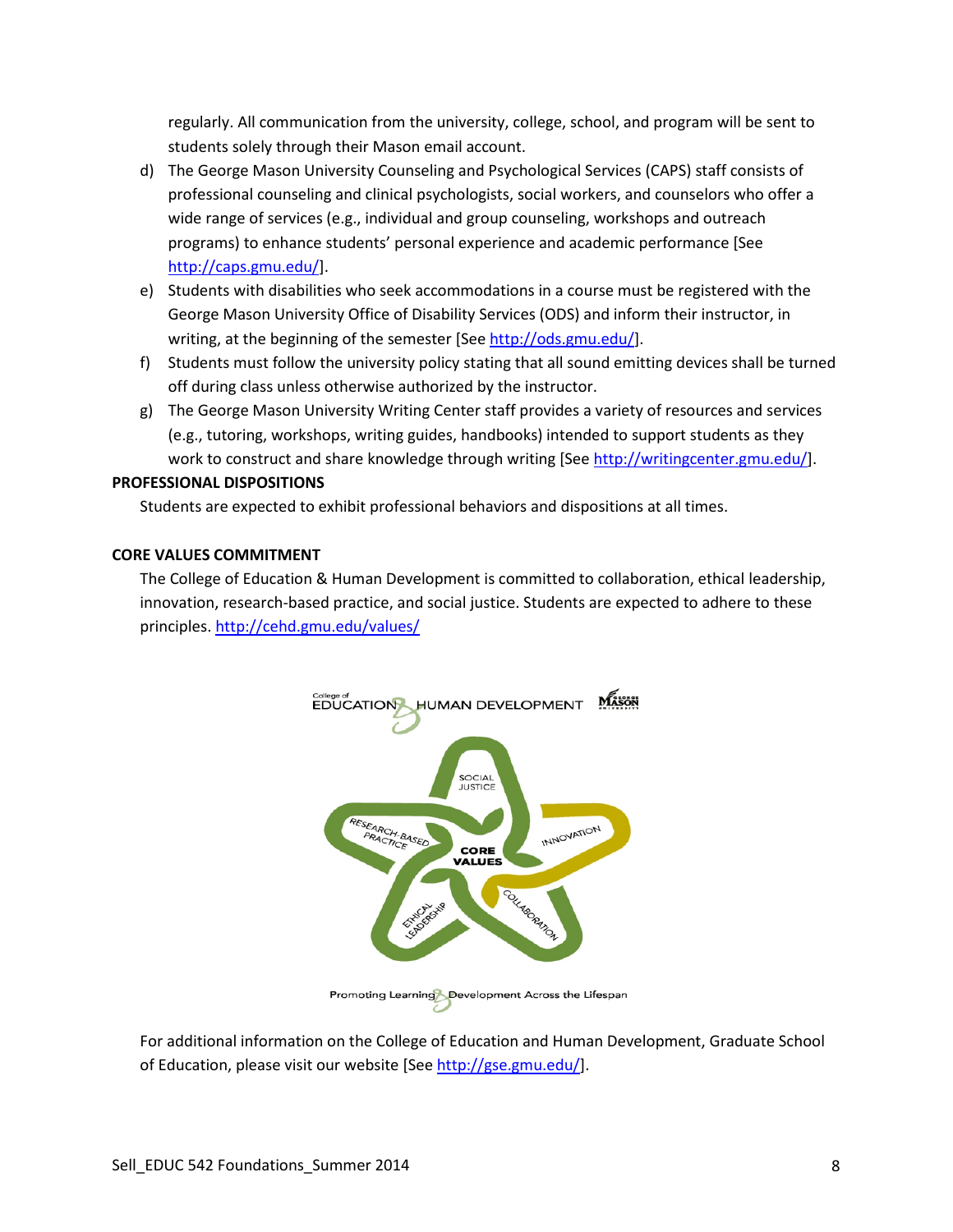regularly. All communication from the university, college, school, and program will be sent to students solely through their Mason email account.

d) The George Mason University Counseling and Psychological Services (CAPS) staff consists of professional counseling and clinical psychologists, social workers, and counselors who offer a wide range of services (e.g., individual and group counseling, workshops and outreach programs) to enhance students' personal experience and academic performance [See http://caps.gmu.edu/].

e) Students with disabilities who seek accommodations in a course must be registered with the George Mason University Office of Disability Services (ODS) and inform their instructor, in writing, at the beginning of the semester [See http://ods.gmu.edu/].

f) Students must follow the university policy stating that all sound emitting devices shall be turned off during class unless otherwise authorized by the instructor.

g) The George Mason University Writing Center staff provides a variety of resources and services (e.g., tutoring, workshops, writing guides, handbooks) intended to support students as they work to construct and share knowledge through writing [See http://writingcenter.gmu.edu/].

**PROFESSIONAL DISPOSITIONS**

Students are expected to exhibit professional behaviors and dispositions at all times.

**CORE VALUES COMMITMENT**

The College of Education & Human Development is committed to collaboration, ethical leadership, innovation, research-based practice, and social justice. Students are expected to adhere to these principles. http://cehd.gmu.edu/values/

For additional information on the College of Education and Human Development, Graduate School of Education, please visit our website [See http://gse.gmu.edu/].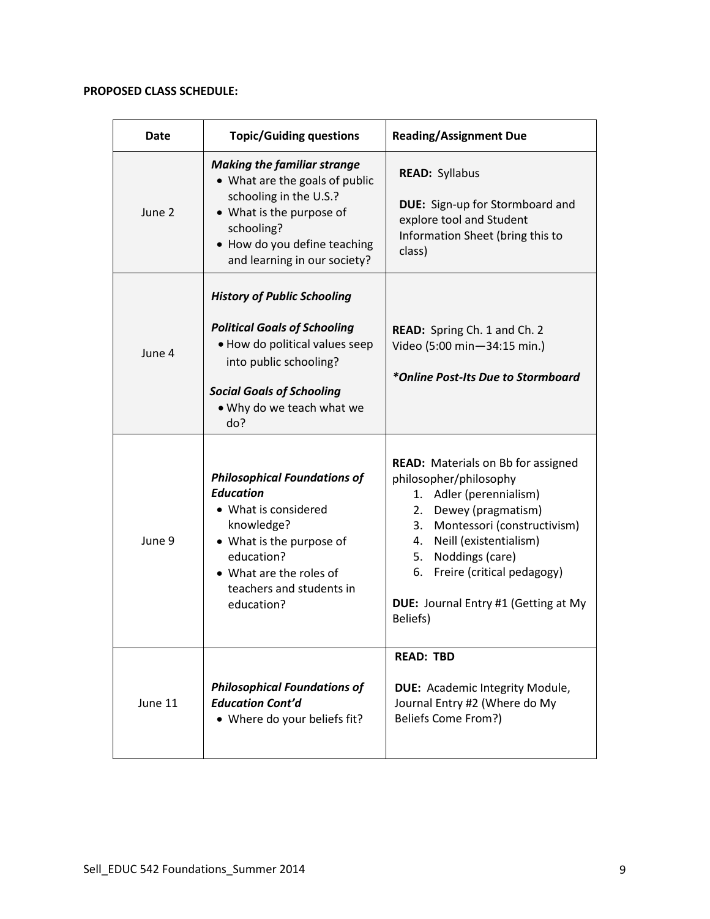**PROPOSED CLASS SCHEDULE:**

| Date | Topic/Guiding questions | Reading/Assignment Due |
|---|---|---|
| June 2 | ***Making the familiar strange***<br>• What are the goals of public schooling in the U.S.?<br>• What is the purpose of schooling?<br>• How do you define teaching and learning in our society? | **READ:** Syllabus<br><br>**DUE:** Sign-up for Stormboard and explore tool and Student Information Sheet (bring this to class) |
| June 4 | ***History of Public Schooling***<br><br>***Political Goals of Schooling***<br>• How do political values seep into public schooling?<br><br>***Social Goals of Schooling***<br>• Why do we teach what we do? | **READ:** Spring Ch. 1 and Ch. 2<br>Video (5:00 min—34:15 min.)<br><br>***Online Post-Its Due to Stormboard*** |
| June 9 | ***Philosophical Foundations of Education***<br>• What is considered knowledge?<br>• What is the purpose of education?<br>• What are the roles of teachers and students in education? | **READ:** Materials on Bb for assigned philosopher/philosophy<br>1. Adler (perennialism)<br>2. Dewey (pragmatism)<br>3. Montessori (constructivism)<br>4. Neill (existentialism)<br>5. Noddings (care)<br>6. Freire (critical pedagogy)<br><br>**DUE:** Journal Entry #1 (Getting at My Beliefs) |
| June 11 | ***Philosophical Foundations of Education Cont'd***<br>• Where do your beliefs fit? | **READ: TBD**<br><br>**DUE:** Academic Integrity Module, Journal Entry #2 (Where do My Beliefs Come From?) |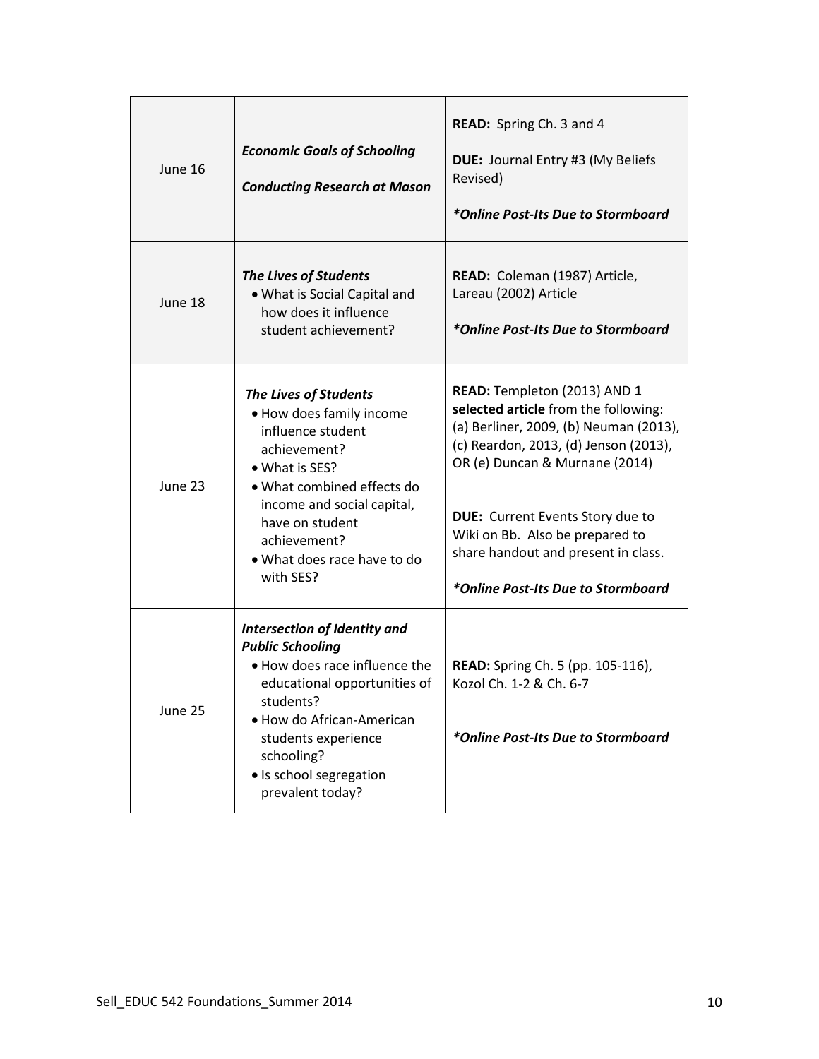| June 16 | ***Economic Goals of Schooling***<br><br>***Conducting Research at Mason*** | **READ:** Spring Ch. 3 and 4<br><br>**DUE:** Journal Entry #3 (My Beliefs Revised)<br><br>***\*Online Post-Its Due to Stormboard*** |
|---|---|---|
| June 18 | ***The Lives of Students***<br>• What is Social Capital and how does it influence student achievement? | **READ:** Coleman (1987) Article, Lareau (2002) Article<br><br>***\*Online Post-Its Due to Stormboard*** |
| June 23 | ***The Lives of Students***<br>• How does family income influence student achievement?<br>• What is SES?<br>• What combined effects do income and social capital, have on student achievement?<br>• What does race have to do with SES? | **READ:** Templeton (2013) AND **1 selected article** from the following: (a) Berliner, 2009, (b) Neuman (2013), (c) Reardon, 2013, (d) Jenson (2013), OR (e) Duncan & Murnane (2014)<br><br>**DUE:** Current Events Story due to Wiki on Bb. Also be prepared to share handout and present in class.<br><br>***\*Online Post-Its Due to Stormboard*** |
| June 25 | ***Intersection of Identity and Public Schooling***<br>• How does race influence the educational opportunities of students?<br>• How do African-American students experience schooling?<br>• Is school segregation prevalent today? | **READ:** Spring Ch. 5 (pp. 105-116), Kozol Ch. 1-2 & Ch. 6-7<br><br>***\*Online Post-Its Due to Stormboard*** |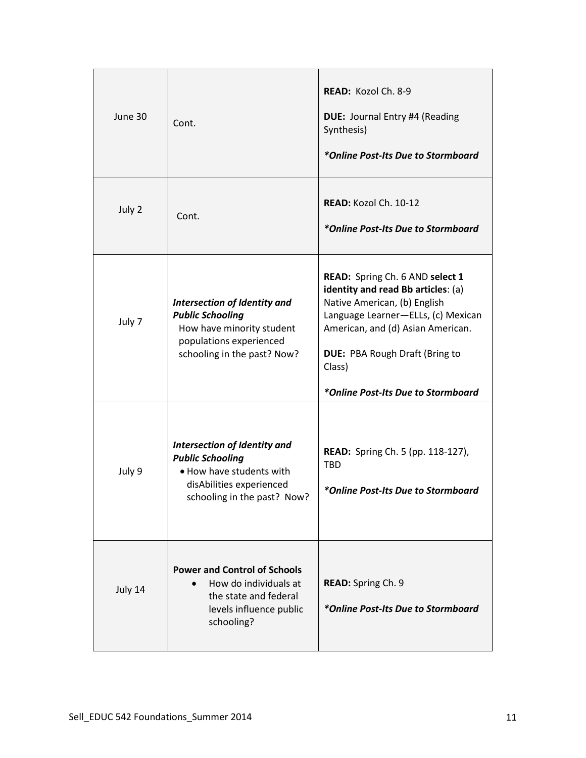| | | |
|---|---|---|
| June 30 | Cont. | **READ:** Kozol Ch. 8-9<br><br>**DUE:** Journal Entry #4 (Reading Synthesis)<br><br>***Online Post-Its Due to Stormboard*** |
| July 2 | Cont. | **READ:** Kozol Ch. 10-12<br><br>***Online Post-Its Due to Stormboard*** |
| July 7 | ***Intersection of Identity and Public Schooling***<br>How have minority student populations experienced schooling in the past? Now? | **READ:** Spring Ch. 6 AND **select 1 identity and read Bb articles**: (a) Native American, (b) English Language Learner—ELLs, (c) Mexican American, and (d) Asian American.<br><br>**DUE:** PBA Rough Draft (Bring to Class)<br><br>***Online Post-Its Due to Stormboard*** |
| July 9 | ***Intersection of Identity and Public Schooling***<br>• How have students with disAbilities experienced schooling in the past? Now? | **READ:** Spring Ch. 5 (pp. 118-127), TBD<br><br>***Online Post-Its Due to Stormboard*** |
| July 14 | **Power and Control of Schools**<br>• How do individuals at the state and federal levels influence public schooling? | **READ:** Spring Ch. 9<br><br>***Online Post-Its Due to Stormboard*** |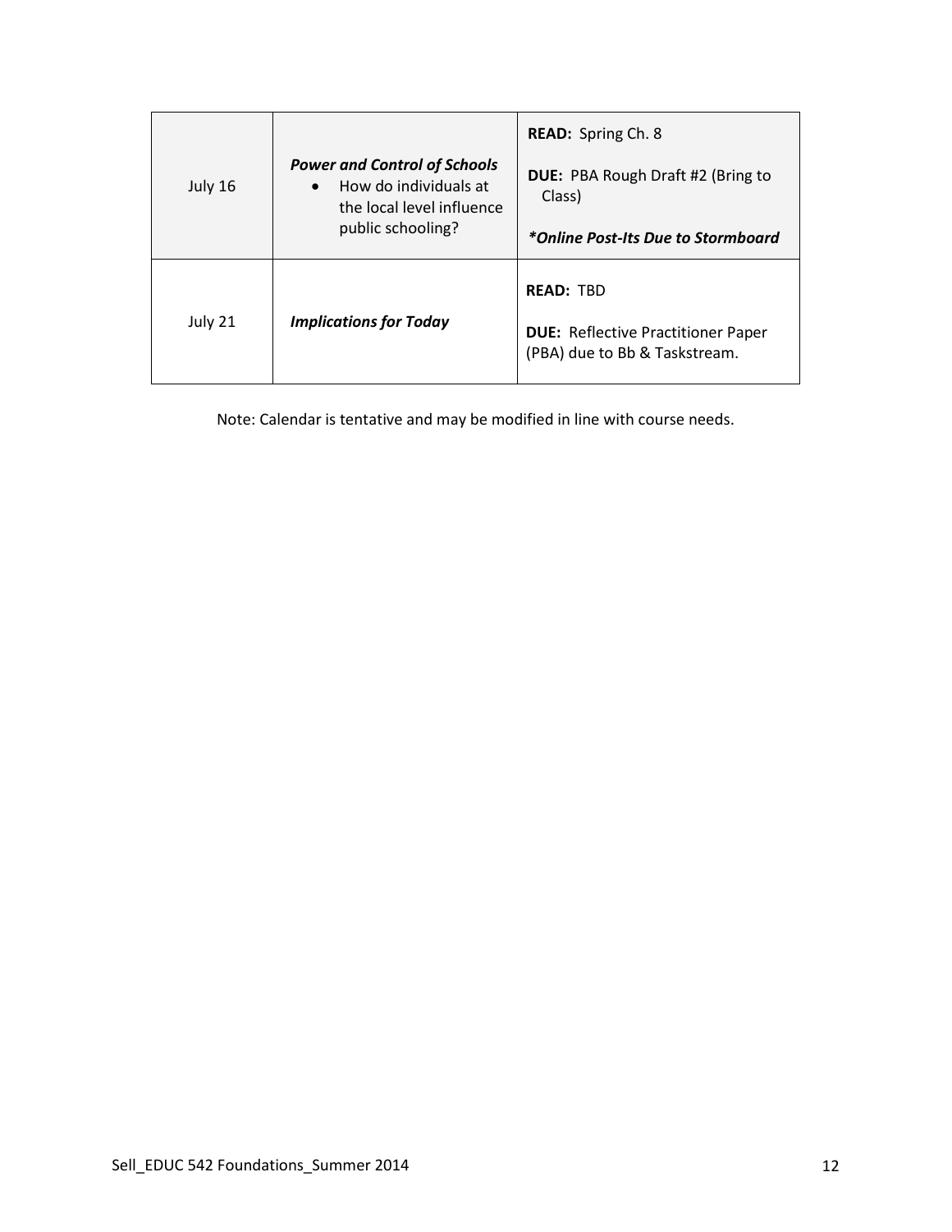| July 16 | ***Power and Control of Schools***<br>• How do individuals at the local level influence public schooling? | **READ:** Spring Ch. 8<br>**DUE:** PBA Rough Draft #2 (Bring to Class)<br>***\*Online Post-Its Due to Stormboard*** |
|---|---|---|
| July 21 | ***Implications for Today*** | **READ:** TBD<br>**DUE:** Reflective Practitioner Paper (PBA) due to Bb & Taskstream. |

Note: Calendar is tentative and may be modified in line with course needs.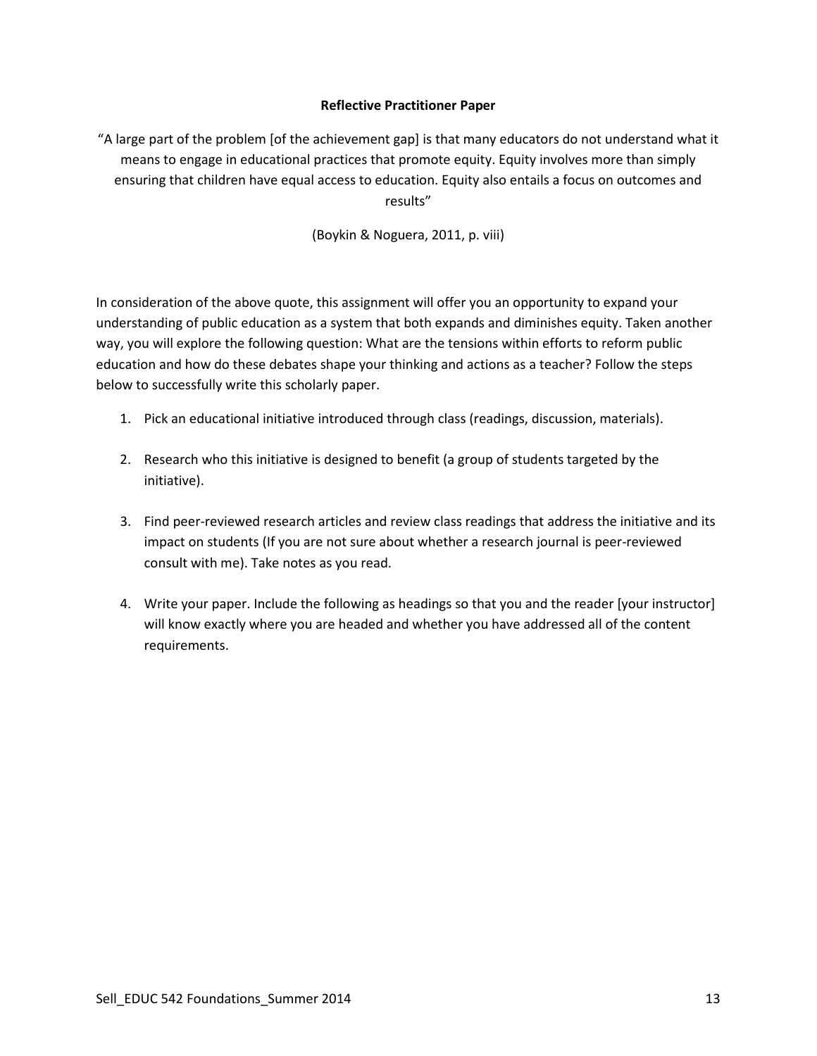## Reflective Practitioner Paper

"A large part of the problem [of the achievement gap] is that many educators do not understand what it means to engage in educational practices that promote equity. Equity involves more than simply ensuring that children have equal access to education. Equity also entails a focus on outcomes and results"

(Boykin & Noguera, 2011, p. viii)

In consideration of the above quote, this assignment will offer you an opportunity to expand your understanding of public education as a system that both expands and diminishes equity. Taken another way, you will explore the following question: What are the tensions within efforts to reform public education and how do these debates shape your thinking and actions as a teacher? Follow the steps below to successfully write this scholarly paper.

1. Pick an educational initiative introduced through class (readings, discussion, materials).
2. Research who this initiative is designed to benefit (a group of students targeted by the initiative).
3. Find peer-reviewed research articles and review class readings that address the initiative and its impact on students (If you are not sure about whether a research journal is peer-reviewed consult with me). Take notes as you read.
4. Write your paper. Include the following as headings so that you and the reader [your instructor] will know exactly where you are headed and whether you have addressed all of the content requirements.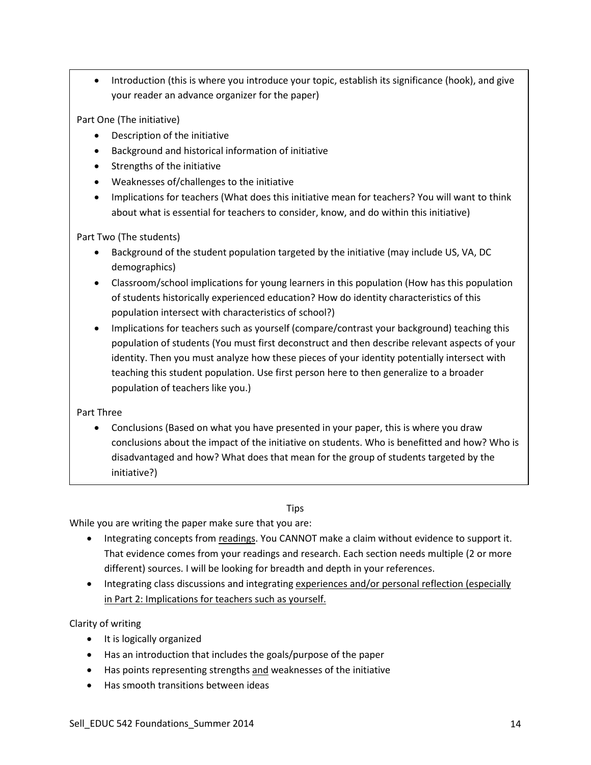- Introduction (this is where you introduce your topic, establish its significance (hook), and give your reader an advance organizer for the paper)

Part One (The initiative)

- Description of the initiative
- Background and historical information of initiative
- Strengths of the initiative
- Weaknesses of/challenges to the initiative
- Implications for teachers (What does this initiative mean for teachers? You will want to think about what is essential for teachers to consider, know, and do within this initiative)

Part Two (The students)

- Background of the student population targeted by the initiative (may include US, VA, DC demographics)
- Classroom/school implications for young learners in this population (How has this population of students historically experienced education? How do identity characteristics of this population intersect with characteristics of school?)
- Implications for teachers such as yourself (compare/contrast your background) teaching this population of students (You must first deconstruct and then describe relevant aspects of your identity. Then you must analyze how these pieces of your identity potentially intersect with teaching this student population. Use first person here to then generalize to a broader population of teachers like you.)

Part Three

- Conclusions (Based on what you have presented in your paper, this is where you draw conclusions about the impact of the initiative on students. Who is benefitted and how? Who is disadvantaged and how? What does that mean for the group of students targeted by the initiative?)

Tips

While you are writing the paper make sure that you are:

- Integrating concepts from <u>readings</u>. You CANNOT make a claim without evidence to support it. That evidence comes from your readings and research. Each section needs multiple (2 or more different) sources. I will be looking for breadth and depth in your references.
- Integrating class discussions and integrating <u>experiences and/or personal reflection (especially in Part 2: Implications for teachers such as yourself.</u>

Clarity of writing

- It is logically organized
- Has an introduction that includes the goals/purpose of the paper
- Has points representing strengths <u>and</u> weaknesses of the initiative
- Has smooth transitions between ideas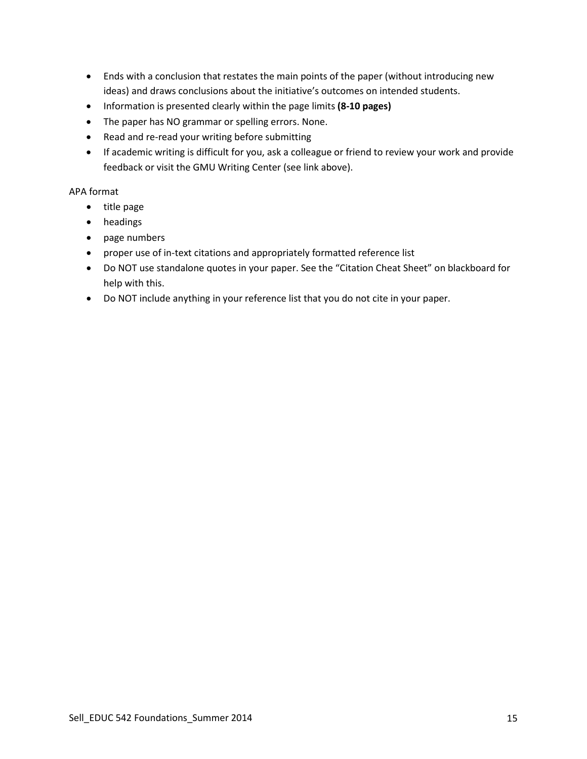- Ends with a conclusion that restates the main points of the paper (without introducing new ideas) and draws conclusions about the initiative's outcomes on intended students.
- Information is presented clearly within the page limits **(8-10 pages)**
- The paper has NO grammar or spelling errors. None.
- Read and re-read your writing before submitting
- If academic writing is difficult for you, ask a colleague or friend to review your work and provide feedback or visit the GMU Writing Center (see link above).

APA format

- title page
- headings
- page numbers
- proper use of in-text citations and appropriately formatted reference list
- Do NOT use standalone quotes in your paper. See the "Citation Cheat Sheet" on blackboard for help with this.
- Do NOT include anything in your reference list that you do not cite in your paper.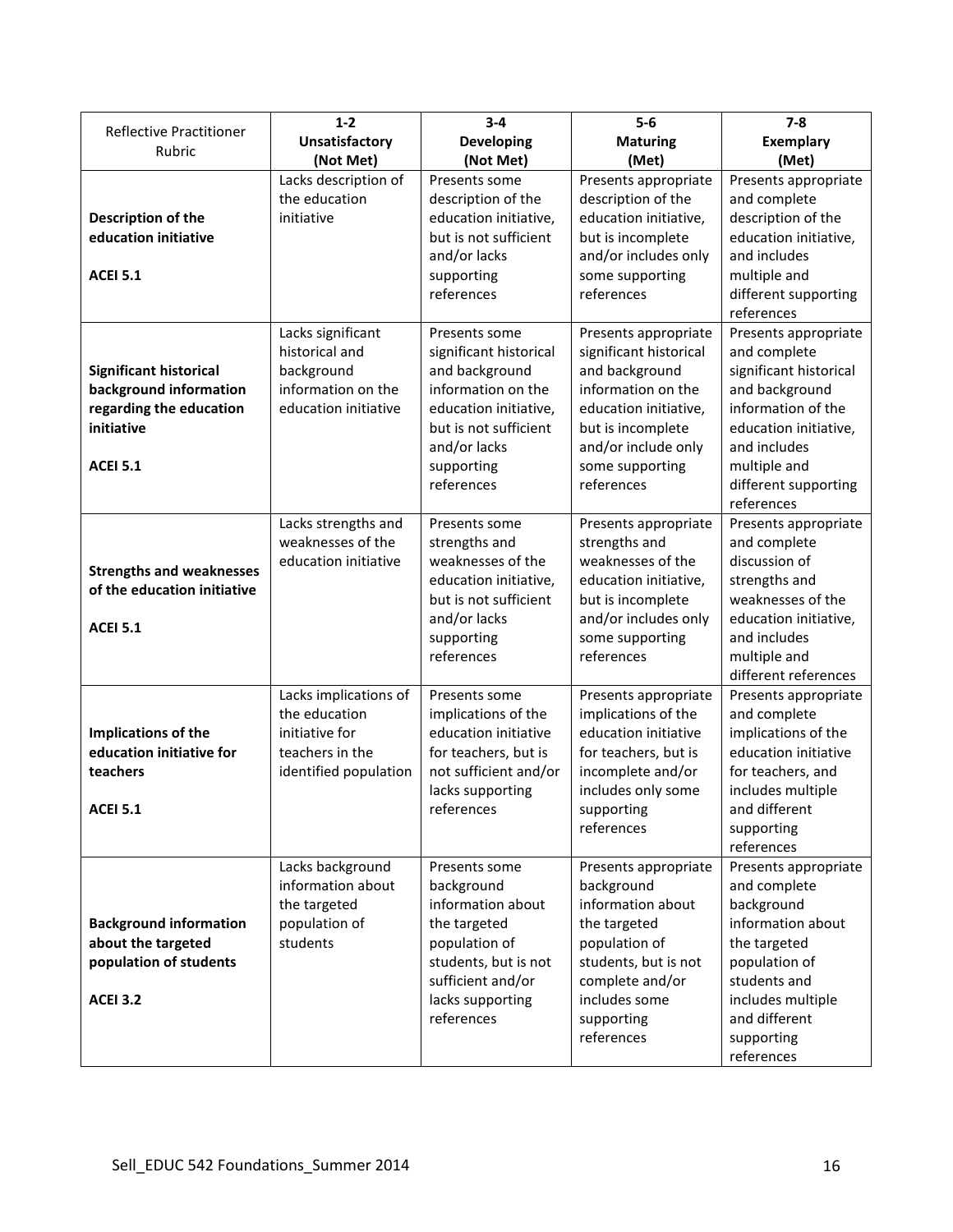| Reflective Practitioner Rubric | **1-2 Unsatisfactory (Not Met)** | **3-4 Developing (Not Met)** | **5-6 Maturing (Met)** | **7-8 Exemplary (Met)** |
|---|---|---|---|---|
| **Description of the education initiative** **ACEI 5.1** | Lacks description of the education initiative | Presents some description of the education initiative, but is not sufficient and/or lacks supporting references | Presents appropriate description of the education initiative, but is incomplete and/or includes only some supporting references | Presents appropriate and complete description of the education initiative, and includes multiple and different supporting references |
| **Significant historical background information regarding the education initiative** **ACEI 5.1** | Lacks significant historical and background information on the education initiative | Presents some significant historical and background information on the education initiative, but is not sufficient and/or lacks supporting references | Presents appropriate significant historical and background information on the education initiative, but is incomplete and/or include only some supporting references | Presents appropriate and complete significant historical and background information of the education initiative, and includes multiple and different supporting references |
| **Strengths and weaknesses of the education initiative** **ACEI 5.1** | Lacks strengths and weaknesses of the education initiative | Presents some strengths and weaknesses of the education initiative, but is not sufficient and/or lacks supporting references | Presents appropriate strengths and weaknesses of the education initiative, but is incomplete and/or includes only some supporting references | Presents appropriate and complete discussion of strengths and weaknesses of the education initiative, and includes multiple and different references |
| **Implications of the education initiative for teachers** **ACEI 5.1** | Lacks implications of the education initiative for teachers in the identified population | Presents some implications of the education initiative for teachers, but is not sufficient and/or lacks supporting references | Presents appropriate implications of the education initiative for teachers, but is incomplete and/or includes only some supporting references | Presents appropriate and complete implications of the education initiative for teachers, and includes multiple and different supporting references |
| **Background information about the targeted population of students** **ACEI 3.2** | Lacks background information about the targeted population of students | Presents some background information about the targeted population of students, but is not sufficient and/or lacks supporting references | Presents appropriate background information about the targeted population of students, but is not complete and/or includes some supporting references | Presents appropriate and complete background information about the targeted population of students and includes multiple and different supporting references |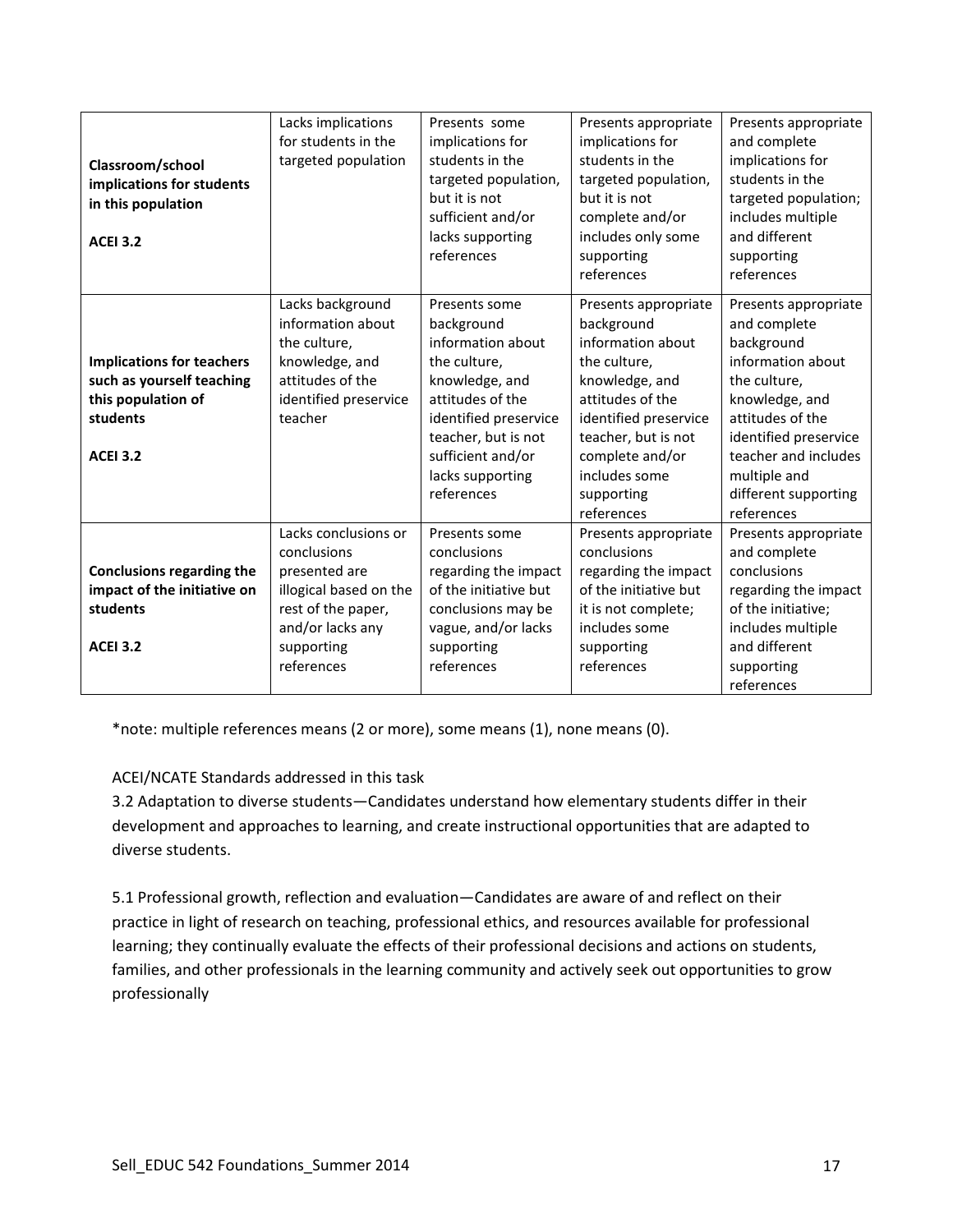| | | | | |
|---|---|---|---|---|
| **Classroom/school implications for students in this population**<br><br>**ACEI 3.2** | Lacks implications for students in the targeted population | Presents some implications for students in the targeted population, but it is not sufficient and/or lacks supporting references | Presents appropriate implications for students in the targeted population, but it is not complete and/or includes only some supporting references | Presents appropriate and complete implications for students in the targeted population; includes multiple and different supporting references |
| **Implications for teachers such as yourself teaching this population of students**<br><br>**ACEI 3.2** | Lacks background information about the culture, knowledge, and attitudes of the identified preservice teacher | Presents some background information about the culture, knowledge, and attitudes of the identified preservice teacher, but is not sufficient and/or lacks supporting references | Presents appropriate background information about the culture, knowledge, and attitudes of the identified preservice teacher, but is not complete and/or includes some supporting references | Presents appropriate and complete background information about the culture, knowledge, and attitudes of the identified preservice teacher and includes multiple and different supporting references |
| **Conclusions regarding the impact of the initiative on students**<br><br>**ACEI 3.2** | Lacks conclusions or conclusions presented are illogical based on the rest of the paper, and/or lacks any supporting references | Presents some conclusions regarding the impact of the initiative but conclusions may be vague, and/or lacks supporting references | Presents appropriate conclusions regarding the impact of the initiative but it is not complete; includes some supporting references | Presents appropriate and complete conclusions regarding the impact of the initiative; includes multiple and different supporting references |

*note: multiple references means (2 or more), some means (1), none means (0).

ACEI/NCATE Standards addressed in this task

3.2 Adaptation to diverse students—Candidates understand how elementary students differ in their development and approaches to learning, and create instructional opportunities that are adapted to diverse students.

5.1 Professional growth, reflection and evaluation—Candidates are aware of and reflect on their practice in light of research on teaching, professional ethics, and resources available for professional learning; they continually evaluate the effects of their professional decisions and actions on students, families, and other professionals in the learning community and actively seek out opportunities to grow professionally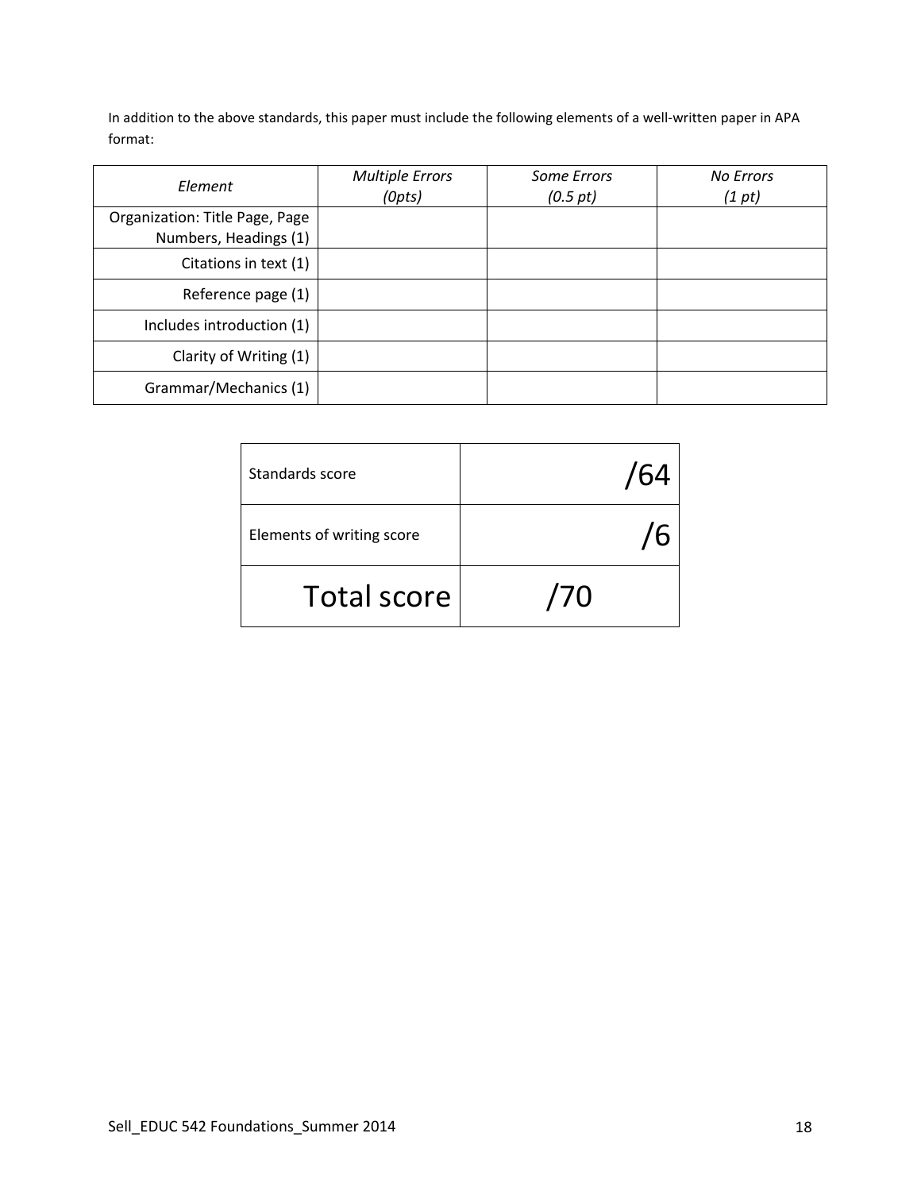In addition to the above standards, this paper must include the following elements of a well-written paper in APA format:

| *Element* | *Multiple Errors (0pts)* | *Some Errors (0.5 pt)* | *No Errors (1 pt)* |
|---|---|---|---|
| Organization: Title Page, Page Numbers, Headings (1) | | | |
| Citations in text (1) | | | |
| Reference page (1) | | | |
| Includes introduction (1) | | | |
| Clarity of Writing (1) | | | |
| Grammar/Mechanics (1) | | | |

| | |
|---|---|
| Standards score | /64 |
| Elements of writing score | /6 |
| Total score | /70 |